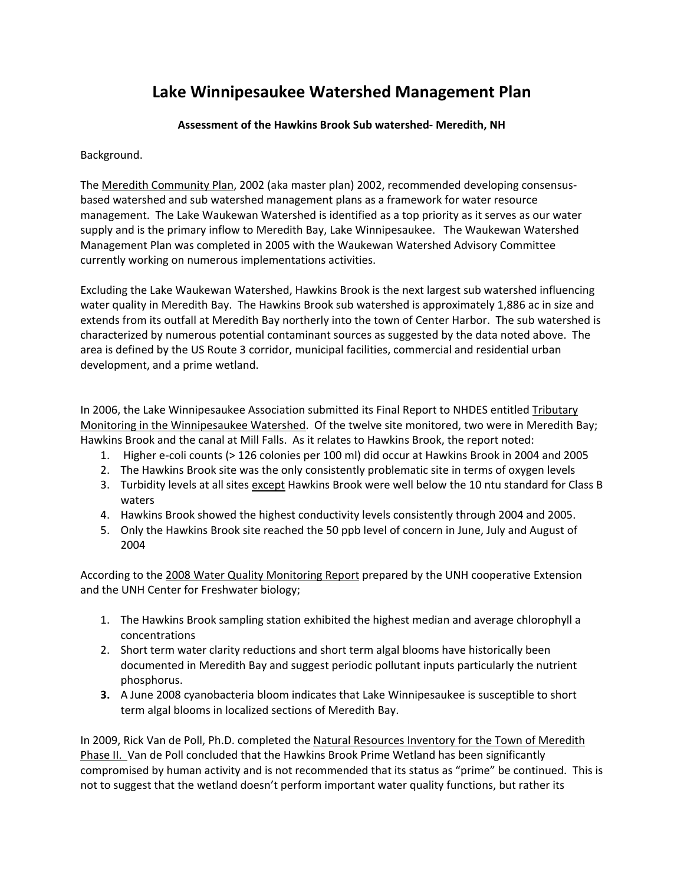# Lake Winnipesaukee Watershed Management Plan

### Assessment of the Hawkins Brook Sub watershed- Meredith, NH

Background.

The Meredith Community Plan, 2002 (aka master plan) 2002, recommended developing consensus-based watershed and sub watershed management plans as a framework for water resource management. The Lake Waukewan Watershed is identified as a top priority as it serves as our water supply and is the primary inflow to Meredith Bay, Lake Winnipesaukee. The Waukewan Watershed Management Plan was completed in 2005 with the Waukewan Watershed Advisory Committee currently working on numerous implementations activities.

Excluding the Lake Waukewan Watershed, Hawkins Brook is the next largest sub watershed influencing water quality in Meredith Bay. The Hawkins Brook sub watershed is approximately 1,886 ac in size and extends from its outfall at Meredith Bay northerly into the town of Center Harbor. The sub watershed is characterized by numerous potential contaminant sources as suggested by the data noted above. The area is defined by the US Route 3 corridor, municipal facilities, commercial and residential urban development, and a prime wetland.

In 2006, the Lake Winnipesaukee Association submitted its Final Report to NHDES entitled Tributary Monitoring in the Winnipesaukee Watershed. Of the twelve site monitored, two were in Meredith Bay; Hawkins Brook and the canal at Mill Falls. As it relates to Hawkins Brook, the report noted:

1. Higher e-coli counts (> 126 colonies per 100 ml) did occur at Hawkins Brook in 2004 and 2005
2. The Hawkins Brook site was the only consistently problematic site in terms of oxygen levels
3. Turbidity levels at all sites except Hawkins Brook were well below the 10 ntu standard for Class B waters
4. Hawkins Brook showed the highest conductivity levels consistently through 2004 and 2005.
5. Only the Hawkins Brook site reached the 50 ppb level of concern in June, July and August of 2004

According to the 2008 Water Quality Monitoring Report prepared by the UNH cooperative Extension and the UNH Center for Freshwater biology;

1. The Hawkins Brook sampling station exhibited the highest median and average chlorophyll a concentrations
2. Short term water clarity reductions and short term algal blooms have historically been documented in Meredith Bay and suggest periodic pollutant inputs particularly the nutrient phosphorus.
3. A June 2008 cyanobacteria bloom indicates that Lake Winnipesaukee is susceptible to short term algal blooms in localized sections of Meredith Bay.

In 2009, Rick Van de Poll, Ph.D. completed the Natural Resources Inventory for the Town of Meredith Phase II. Van de Poll concluded that the Hawkins Brook Prime Wetland has been significantly compromised by human activity and is not recommended that its status as "prime" be continued. This is not to suggest that the wetland doesn't perform important water quality functions, but rather its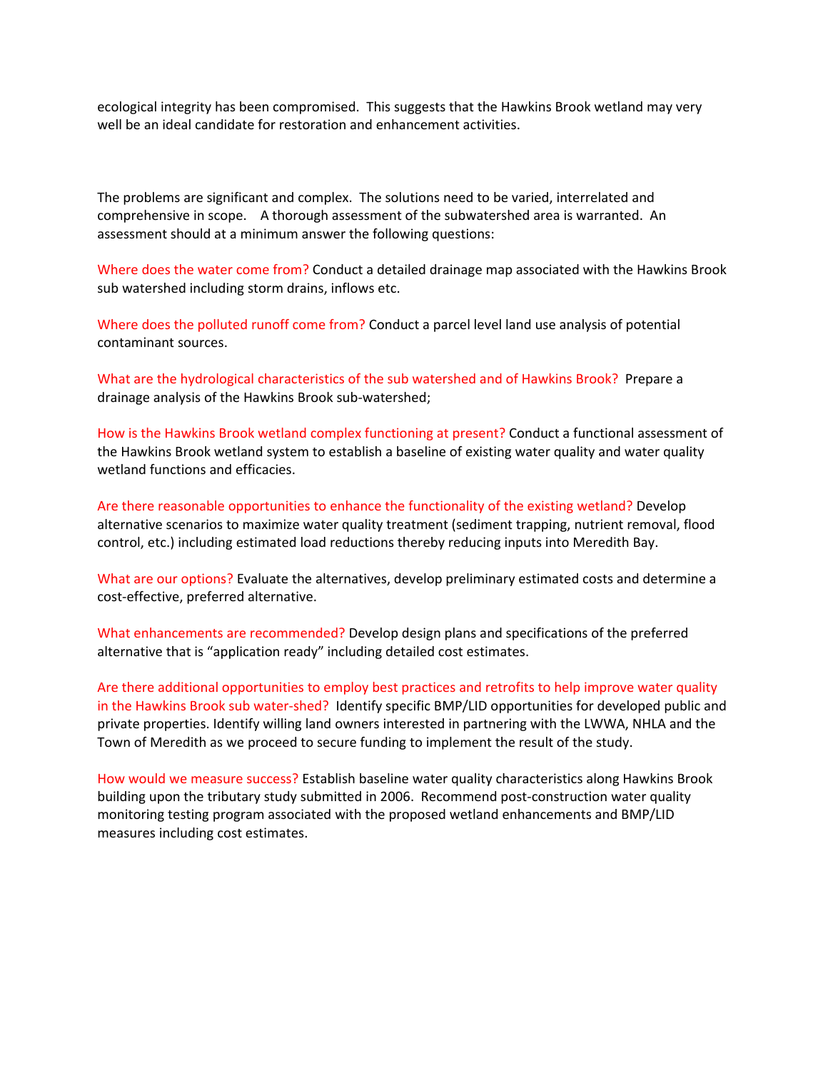ecological integrity has been compromised. This suggests that the Hawkins Brook wetland may very well be an ideal candidate for restoration and enhancement activities.

The problems are significant and complex. The solutions need to be varied, interrelated and comprehensive in scope. A thorough assessment of the subwatershed area is warranted. An assessment should at a minimum answer the following questions:

Where does the water come from? Conduct a detailed drainage map associated with the Hawkins Brook sub watershed including storm drains, inflows etc.

Where does the polluted runoff come from? Conduct a parcel level land use analysis of potential contaminant sources.

What are the hydrological characteristics of the sub watershed and of Hawkins Brook? Prepare a drainage analysis of the Hawkins Brook sub-watershed;

How is the Hawkins Brook wetland complex functioning at present? Conduct a functional assessment of the Hawkins Brook wetland system to establish a baseline of existing water quality and water quality wetland functions and efficacies.

Are there reasonable opportunities to enhance the functionality of the existing wetland? Develop alternative scenarios to maximize water quality treatment (sediment trapping, nutrient removal, flood control, etc.) including estimated load reductions thereby reducing inputs into Meredith Bay.

What are our options? Evaluate the alternatives, develop preliminary estimated costs and determine a cost-effective, preferred alternative.

What enhancements are recommended? Develop design plans and specifications of the preferred alternative that is "application ready" including detailed cost estimates.

Are there additional opportunities to employ best practices and retrofits to help improve water quality in the Hawkins Brook sub water-shed? Identify specific BMP/LID opportunities for developed public and private properties. Identify willing land owners interested in partnering with the LWWA, NHLA and the Town of Meredith as we proceed to secure funding to implement the result of the study.

How would we measure success? Establish baseline water quality characteristics along Hawkins Brook building upon the tributary study submitted in 2006. Recommend post-construction water quality monitoring testing program associated with the proposed wetland enhancements and BMP/LID measures including cost estimates.